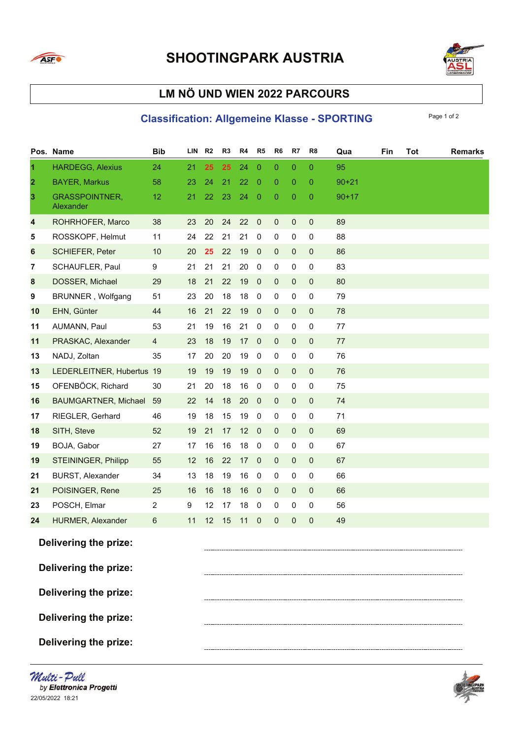# SHOOTINGPARK AUSTRIA

## LM NÖ UND WIEN 2022 PARCOURS

### Classification: Allgemeine Klasse - SPORTING

| Pos. | Name | Bib | LIN | R2 | R3 | R4 | R5 | R6 | R7 | R8 | Qua | Fin | Tot | Remarks |
|---|---|---|---|---|---|---|---|---|---|---|---|---|---|---|
| 1 | HARDEGG, Alexius | 24 | 21 | 25 | 25 | 24 | 0 | 0 | 0 | 0 | 95 | | | |
| 2 | BAYER, Markus | 58 | 23 | 24 | 21 | 22 | 0 | 0 | 0 | 0 | 90+21 | | | |
| 3 | GRASSPOINTNER, Alexander | 12 | 21 | 22 | 23 | 24 | 0 | 0 | 0 | 0 | 90+17 | | | |
| 4 | ROHRHOFER, Marco | 38 | 23 | 20 | 24 | 22 | 0 | 0 | 0 | 0 | 89 | | | |
| 5 | ROSSKOPF, Helmut | 11 | 24 | 22 | 21 | 21 | 0 | 0 | 0 | 0 | 88 | | | |
| 6 | SCHIEFER, Peter | 10 | 20 | 25 | 22 | 19 | 0 | 0 | 0 | 0 | 86 | | | |
| 7 | SCHAUFLER, Paul | 9 | 21 | 21 | 21 | 20 | 0 | 0 | 0 | 0 | 83 | | | |
| 8 | DOSSER, Michael | 29 | 18 | 21 | 22 | 19 | 0 | 0 | 0 | 0 | 80 | | | |
| 9 | BRUNNER , Wolfgang | 51 | 23 | 20 | 18 | 18 | 0 | 0 | 0 | 0 | 79 | | | |
| 10 | EHN, Günter | 44 | 16 | 21 | 22 | 19 | 0 | 0 | 0 | 0 | 78 | | | |
| 11 | AUMANN, Paul | 53 | 21 | 19 | 16 | 21 | 0 | 0 | 0 | 0 | 77 | | | |
| 11 | PRASKAC, Alexander | 4 | 23 | 18 | 19 | 17 | 0 | 0 | 0 | 0 | 77 | | | |
| 13 | NADJ, Zoltan | 35 | 17 | 20 | 20 | 19 | 0 | 0 | 0 | 0 | 76 | | | |
| 13 | LEDERLEITNER, Hubertus | 19 | 19 | 19 | 19 | 19 | 0 | 0 | 0 | 0 | 76 | | | |
| 15 | OFENBÖCK, Richard | 30 | 21 | 20 | 18 | 16 | 0 | 0 | 0 | 0 | 75 | | | |
| 16 | BAUMGARTNER, Michael | 59 | 22 | 14 | 18 | 20 | 0 | 0 | 0 | 0 | 74 | | | |
| 17 | RIEGLER, Gerhard | 46 | 19 | 18 | 15 | 19 | 0 | 0 | 0 | 0 | 71 | | | |
| 18 | SITH, Steve | 52 | 19 | 21 | 17 | 12 | 0 | 0 | 0 | 0 | 69 | | | |
| 19 | BOJA, Gabor | 27 | 17 | 16 | 16 | 18 | 0 | 0 | 0 | 0 | 67 | | | |
| 19 | STEININGER, Philipp | 55 | 12 | 16 | 22 | 17 | 0 | 0 | 0 | 0 | 67 | | | |
| 21 | BURST, Alexander | 34 | 13 | 18 | 19 | 16 | 0 | 0 | 0 | 0 | 66 | | | |
| 21 | POISINGER, Rene | 25 | 16 | 16 | 18 | 16 | 0 | 0 | 0 | 0 | 66 | | | |
| 23 | POSCH, Elmar | 2 | 9 | 12 | 17 | 18 | 0 | 0 | 0 | 0 | 56 | | | |
| 24 | HURMER, Alexander | 6 | 11 | 12 | 15 | 11 | 0 | 0 | 0 | 0 | 49 | | | |

**Delivering the prize:** ...................................................................

**Delivering the prize:** ...................................................................

**Delivering the prize:** ...................................................................

**Delivering the prize:** ...................................................................

**Delivering the prize:** ...................................................................

Multi-Pull by Elettronica Progetti

22/05/2022 18:21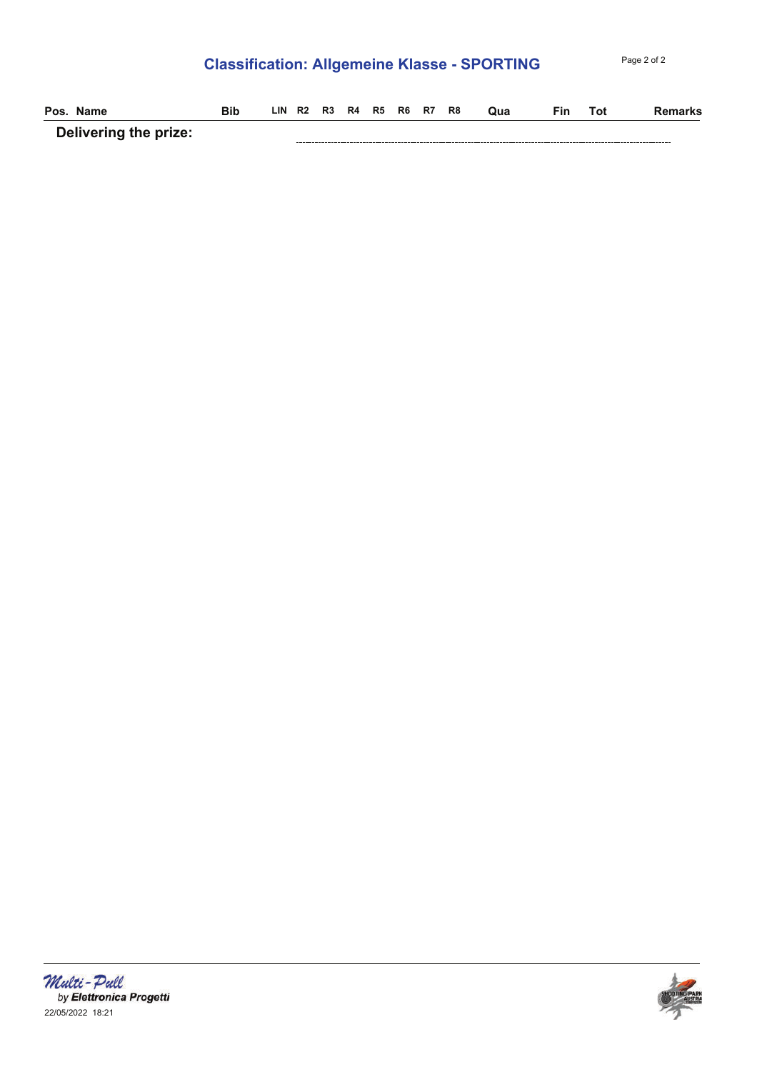# Classification: Allgemeine Klasse - SPORTING

| Pos. | Name | Bib | LIN | R2 | R3 | R4 | R5 | R6 | R7 | R8 | Qua | Fin | Tot | Remarks |
|---|---|---|---|---|---|---|---|---|---|---|---|---|---|---|

**Delivering the prize:**

*Multi-Pull*
by **Elettronica Progetti**
22/05/2022 18:21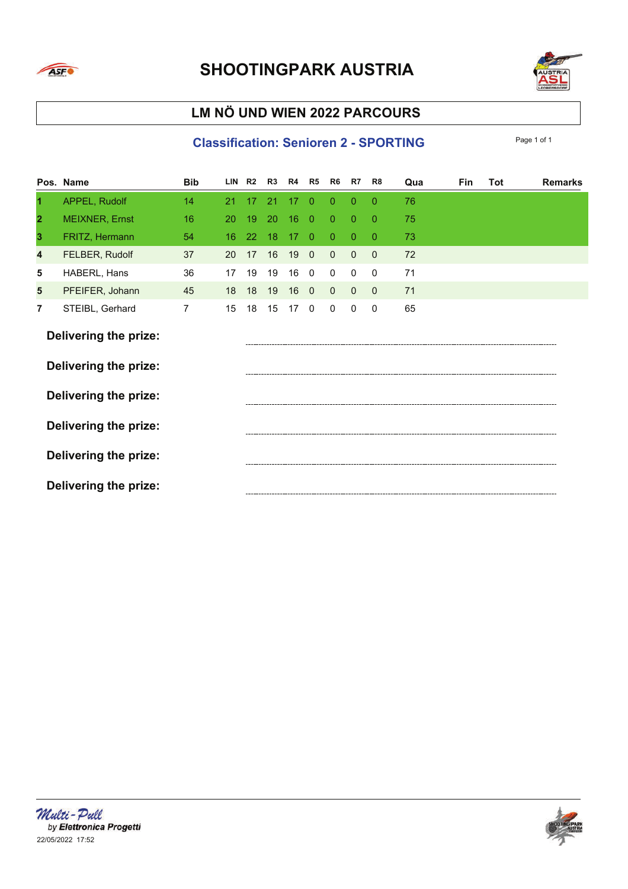# SHOOTINGPARK AUSTRIA

## LM NÖ UND WIEN 2022 PARCOURS

### Classification: Senioren 2 - SPORTING

| Pos. | Name | Bib | LIN | R2 | R3 | R4 | R5 | R6 | R7 | R8 | Qua | Fin | Tot | Remarks |
|---|---|---|---|---|---|---|---|---|---|---|---|---|---|---|
| 1 | APPEL, Rudolf | 14 | 21 | 17 | 21 | 17 | 0 | 0 | 0 | 0 | 76 | | | |
| 2 | MEIXNER, Ernst | 16 | 20 | 19 | 20 | 16 | 0 | 0 | 0 | 0 | 75 | | | |
| 3 | FRITZ, Hermann | 54 | 16 | 22 | 18 | 17 | 0 | 0 | 0 | 0 | 73 | | | |
| 4 | FELBER, Rudolf | 37 | 20 | 17 | 16 | 19 | 0 | 0 | 0 | 0 | 72 | | | |
| 5 | HABERL, Hans | 36 | 17 | 19 | 19 | 16 | 0 | 0 | 0 | 0 | 71 | | | |
| 5 | PFEIFER, Johann | 45 | 18 | 18 | 19 | 16 | 0 | 0 | 0 | 0 | 71 | | | |
| 7 | STEIBL, Gerhard | 7 | 15 | 18 | 15 | 17 | 0 | 0 | 0 | 0 | 65 | | | |

**Delivering the prize:** ................................................

**Delivering the prize:** ................................................

**Delivering the prize:** ................................................

**Delivering the prize:** ................................................

**Delivering the prize:** ................................................

**Delivering the prize:** ................................................

*Multi-Pull* by **Elettronica Progetti**

22/05/2022 17:52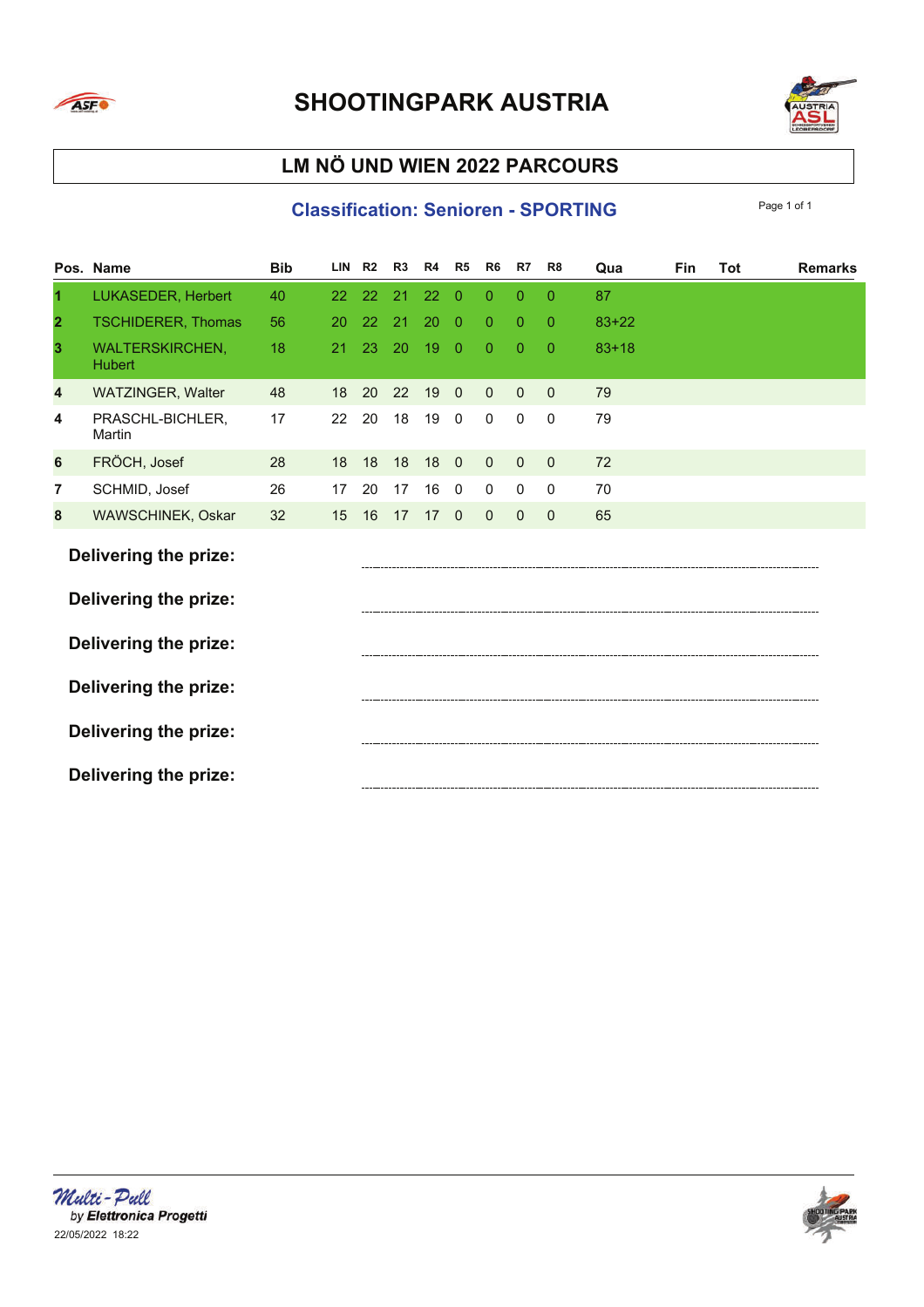# SHOOTINGPARK AUSTRIA

## LM NÖ UND WIEN 2022 PARCOURS

### Classification: Senioren - SPORTING

| Pos. | Name | Bib | LIN | R2 | R3 | R4 | R5 | R6 | R7 | R8 | Qua | Fin | Tot | Remarks |
|---|---|---|---|---|---|---|---|---|---|---|---|---|---|---|
| 1 | LUKASEDER, Herbert | 40 | 22 | 22 | 21 | 22 | 0 | 0 | 0 | 0 | 87 | | | |
| 2 | TSCHIDERER, Thomas | 56 | 20 | 22 | 21 | 20 | 0 | 0 | 0 | 0 | 83+22 | | | |
| 3 | WALTERSKIRCHEN, Hubert | 18 | 21 | 23 | 20 | 19 | 0 | 0 | 0 | 0 | 83+18 | | | |
| 4 | WATZINGER, Walter | 48 | 18 | 20 | 22 | 19 | 0 | 0 | 0 | 0 | 79 | | | |
| 4 | PRASCHL-BICHLER, Martin | 17 | 22 | 20 | 18 | 19 | 0 | 0 | 0 | 0 | 79 | | | |
| 6 | FRÖCH, Josef | 28 | 18 | 18 | 18 | 18 | 0 | 0 | 0 | 0 | 72 | | | |
| 7 | SCHMID, Josef | 26 | 17 | 20 | 17 | 16 | 0 | 0 | 0 | 0 | 70 | | | |
| 8 | WAWSCHINEK, Oskar | 32 | 15 | 16 | 17 | 17 | 0 | 0 | 0 | 0 | 65 | | | |

**Delivering the prize:** ..............................

**Delivering the prize:** ..............................

**Delivering the prize:** ..............................

**Delivering the prize:** ..............................

**Delivering the prize:** ..............................

**Delivering the prize:** ..............................

Multi-Pull by Elettronica Progetti

22/05/2022 18:22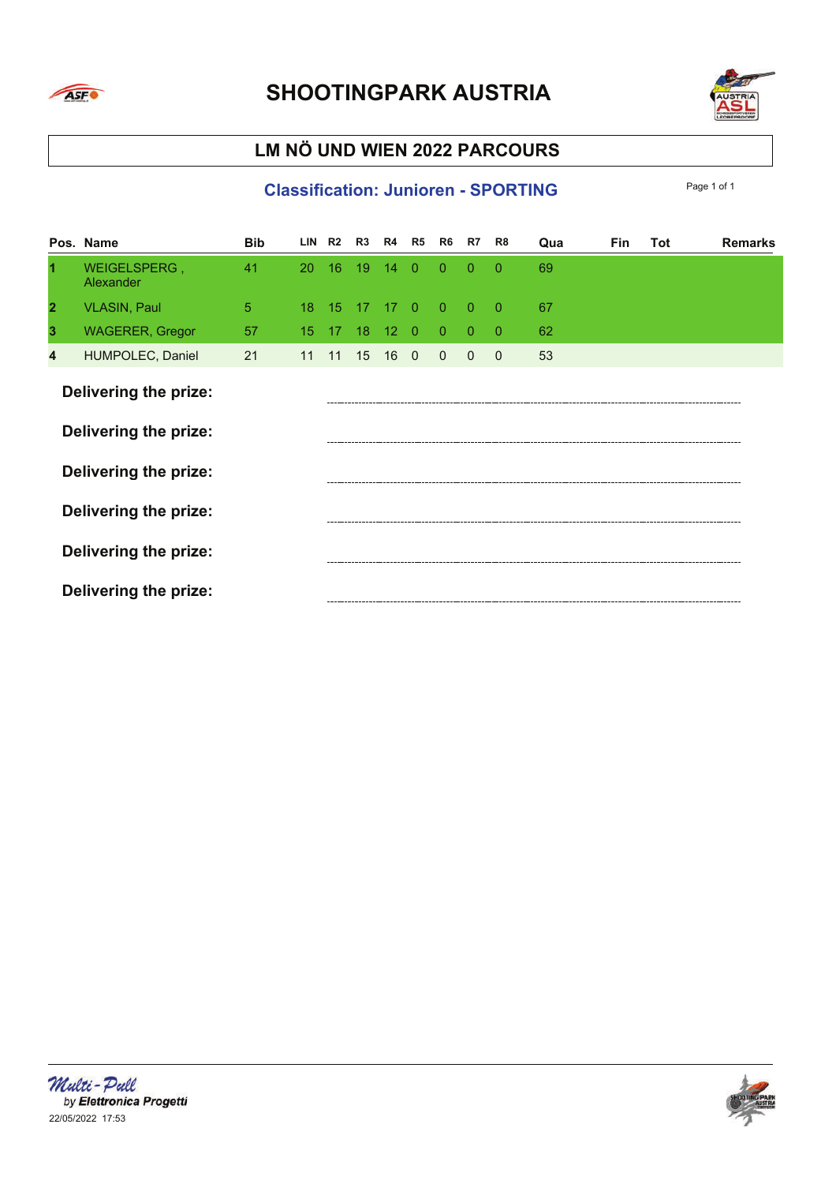# SHOOTINGPARK AUSTRIA

## LM NÖ UND WIEN 2022 PARCOURS

### Classification: Junioren - SPORTING

| Pos. | Name | Bib | LIN | R2 | R3 | R4 | R5 | R6 | R7 | R8 | Qua | Fin | Tot | Remarks |
|---|---|---|---|---|---|---|---|---|---|---|---|---|---|---|
| 1 | WEIGELSPERG , Alexander | 41 | 20 | 16 | 19 | 14 | 0 | 0 | 0 | 0 | 69 | | | |
| 2 | VLASIN, Paul | 5 | 18 | 15 | 17 | 17 | 0 | 0 | 0 | 0 | 67 | | | |
| 3 | WAGERER, Gregor | 57 | 15 | 17 | 18 | 12 | 0 | 0 | 0 | 0 | 62 | | | |
| 4 | HUMPOLEC, Daniel | 21 | 11 | 11 | 15 | 16 | 0 | 0 | 0 | 0 | 53 | | | |

**Delivering the prize:** ..............................................................

**Delivering the prize:** ..............................................................

**Delivering the prize:** ..............................................................

**Delivering the prize:** ..............................................................

**Delivering the prize:** ..............................................................

**Delivering the prize:** ..............................................................

Multi-Pull by Elettronica Progetti
22/05/2022 17:53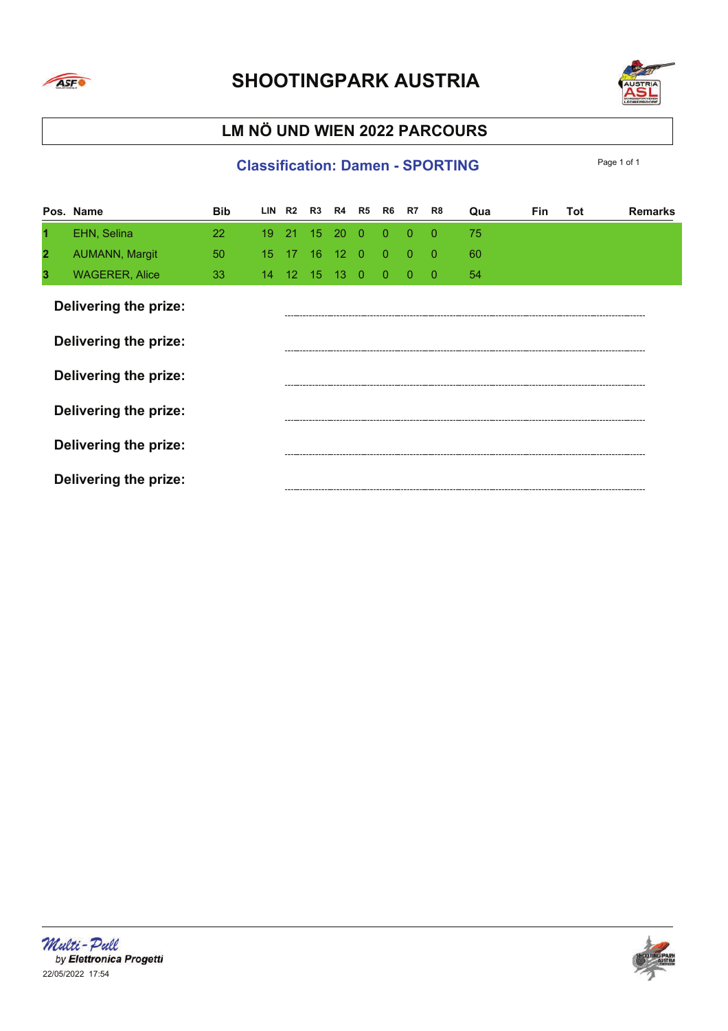# SHOOTINGPARK AUSTRIA

## LM NÖ UND WIEN 2022 PARCOURS

### Classification: Damen - SPORTING

| Pos. | Name | Bib | LIN | R2 | R3 | R4 | R5 | R6 | R7 | R8 | Qua | Fin | Tot | Remarks |
|---|---|---|---|---|---|---|---|---|---|---|---|---|---|---|
| 1 | EHN, Selina | 22 | 19 | 21 | 15 | 20 | 0 | 0 | 0 | 0 | 75 | | | |
| 2 | AUMANN, Margit | 50 | 15 | 17 | 16 | 12 | 0 | 0 | 0 | 0 | 60 | | | |
| 3 | WAGERER, Alice | 33 | 14 | 12 | 15 | 13 | 0 | 0 | 0 | 0 | 54 | | | |

**Delivering the prize:** ........................................

**Delivering the prize:** ........................................

**Delivering the prize:** ........................................

**Delivering the prize:** ........................................

**Delivering the prize:** ........................................

**Delivering the prize:** ........................................

Multi-Pull by Elettronica Progetti
22/05/2022 17:54